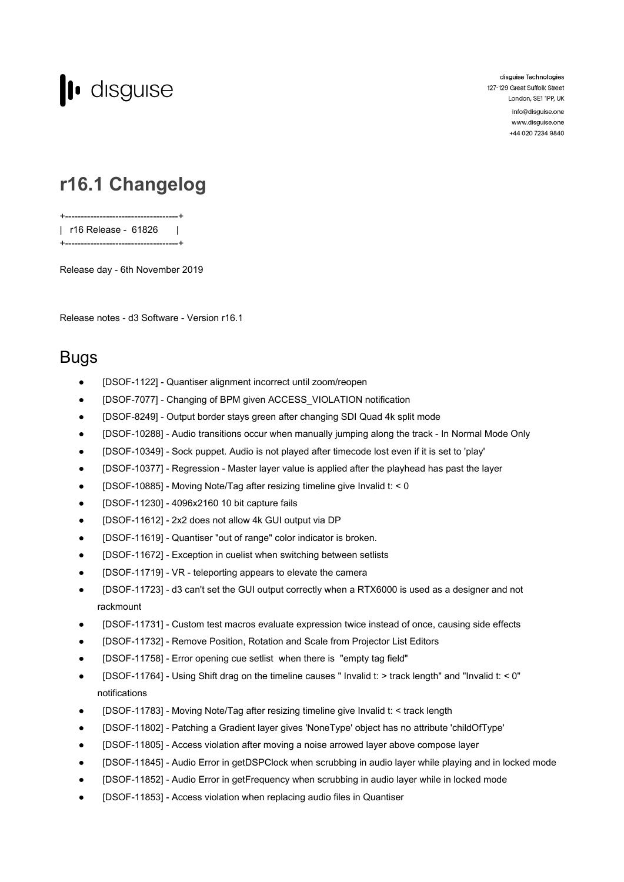disguise Technologies
127-129 Great Suffolk Street
London, SE1 1PP, UK
info@disguise.one
www.disguise.one
+44 020 7234 9840

# r16.1 Changelog

```
+------------------------------------+
|   r16 Release -  61826       |
+------------------------------------+
```

Release day - 6th November 2019

Release notes - d3 Software - Version r16.1

## Bugs

- [DSOF-1122] - Quantiser alignment incorrect until zoom/reopen
- [DSOF-7077] - Changing of BPM given ACCESS_VIOLATION notification
- [DSOF-8249] - Output border stays green after changing SDI Quad 4k split mode
- [DSOF-10288] - Audio transitions occur when manually jumping along the track - In Normal Mode Only
- [DSOF-10349] - Sock puppet. Audio is not played after timecode lost even if it is set to 'play'
- [DSOF-10377] - Regression - Master layer value is applied after the playhead has past the layer
- [DSOF-10885] - Moving Note/Tag after resizing timeline give Invalid t: < 0
- [DSOF-11230] - 4096x2160 10 bit capture fails
- [DSOF-11612] - 2x2 does not allow 4k GUI output via DP
- [DSOF-11619] - Quantiser "out of range" color indicator is broken.
- [DSOF-11672] - Exception in cuelist when switching between setlists
- [DSOF-11719] - VR - teleporting appears to elevate the camera
- [DSOF-11723] - d3 can't set the GUI output correctly when a RTX6000 is used as a designer and not rackmount
- [DSOF-11731] - Custom test macros evaluate expression twice instead of once, causing side effects
- [DSOF-11732] - Remove Position, Rotation and Scale from Projector List Editors
- [DSOF-11758] - Error opening cue setlist when there is "empty tag field"
- [DSOF-11764] - Using Shift drag on the timeline causes " Invalid t: > track length" and "Invalid t: < 0" notifications
- [DSOF-11783] - Moving Note/Tag after resizing timeline give Invalid t: < track length
- [DSOF-11802] - Patching a Gradient layer gives 'NoneType' object has no attribute 'childOfType'
- [DSOF-11805] - Access violation after moving a noise arrowed layer above compose layer
- [DSOF-11845] - Audio Error in getDSPClock when scrubbing in audio layer while playing and in locked mode
- [DSOF-11852] - Audio Error in getFrequency when scrubbing in audio layer while in locked mode
- [DSOF-11853] - Access violation when replacing audio files in Quantiser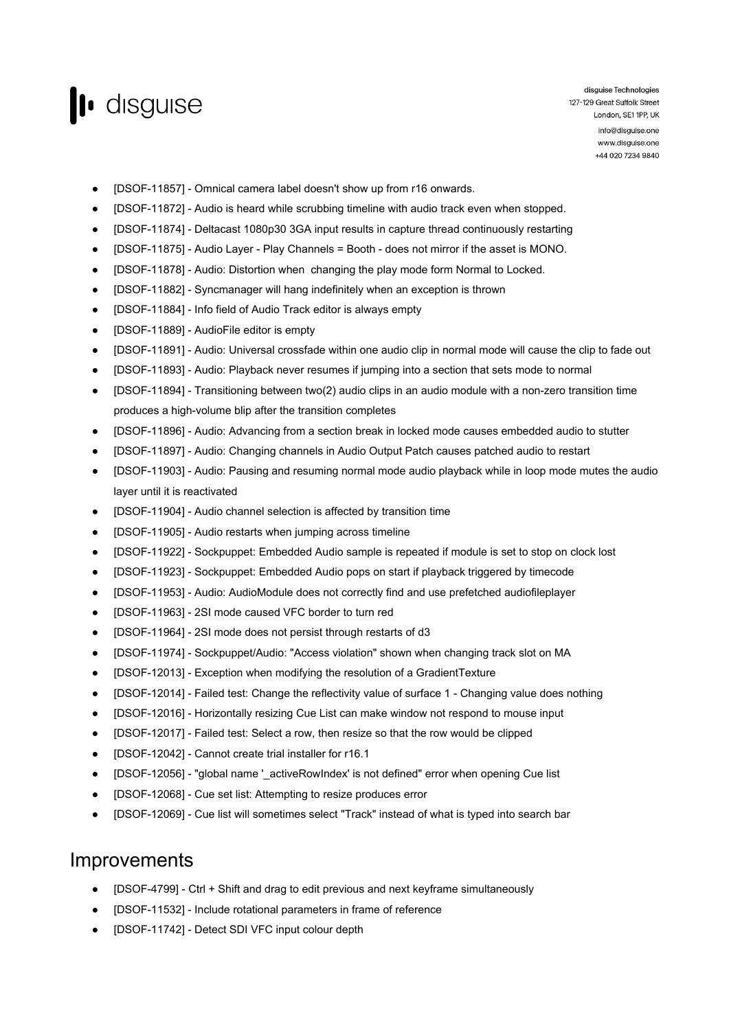- [DSOF-11857] - Omnical camera label doesn't show up from r16 onwards.
- [DSOF-11872] - Audio is heard while scrubbing timeline with audio track even when stopped.
- [DSOF-11874] - Deltacast 1080p30 3GA input results in capture thread continuously restarting
- [DSOF-11875] - Audio Layer - Play Channels = Booth - does not mirror if the asset is MONO.
- [DSOF-11878] - Audio: Distortion when changing the play mode form Normal to Locked.
- [DSOF-11882] - Syncmanager will hang indefinitely when an exception is thrown
- [DSOF-11884] - Info field of Audio Track editor is always empty
- [DSOF-11889] - AudioFile editor is empty
- [DSOF-11891] - Audio: Universal crossfade within one audio clip in normal mode will cause the clip to fade out
- [DSOF-11893] - Audio: Playback never resumes if jumping into a section that sets mode to normal
- [DSOF-11894] - Transitioning between two(2) audio clips in an audio module with a non-zero transition time produces a high-volume blip after the transition completes
- [DSOF-11896] - Audio: Advancing from a section break in locked mode causes embedded audio to stutter
- [DSOF-11897] - Audio: Changing channels in Audio Output Patch causes patched audio to restart
- [DSOF-11903] - Audio: Pausing and resuming normal mode audio playback while in loop mode mutes the audio layer until it is reactivated
- [DSOF-11904] - Audio channel selection is affected by transition time
- [DSOF-11905] - Audio restarts when jumping across timeline
- [DSOF-11922] - Sockpuppet: Embedded Audio sample is repeated if module is set to stop on clock lost
- [DSOF-11923] - Sockpuppet: Embedded Audio pops on start if playback triggered by timecode
- [DSOF-11953] - Audio: AudioModule does not correctly find and use prefetched audiofileplayer
- [DSOF-11963] - 2SI mode caused VFC border to turn red
- [DSOF-11964] - 2SI mode does not persist through restarts of d3
- [DSOF-11974] - Sockpuppet/Audio: "Access violation" shown when changing track slot on MA
- [DSOF-12013] - Exception when modifying the resolution of a GradientTexture
- [DSOF-12014] - Failed test: Change the reflectivity value of surface 1 - Changing value does nothing
- [DSOF-12016] - Horizontally resizing Cue List can make window not respond to mouse input
- [DSOF-12017] - Failed test: Select a row, then resize so that the row would be clipped
- [DSOF-12042] - Cannot create trial installer for r16.1
- [DSOF-12056] - "global name '_activeRowIndex' is not defined" error when opening Cue list
- [DSOF-12068] - Cue set list: Attempting to resize produces error
- [DSOF-12069] - Cue list will sometimes select "Track" instead of what is typed into search bar

## Improvements

- [DSOF-4799] - Ctrl + Shift and drag to edit previous and next keyframe simultaneously
- [DSOF-11532] - Include rotational parameters in frame of reference
- [DSOF-11742] - Detect SDI VFC input colour depth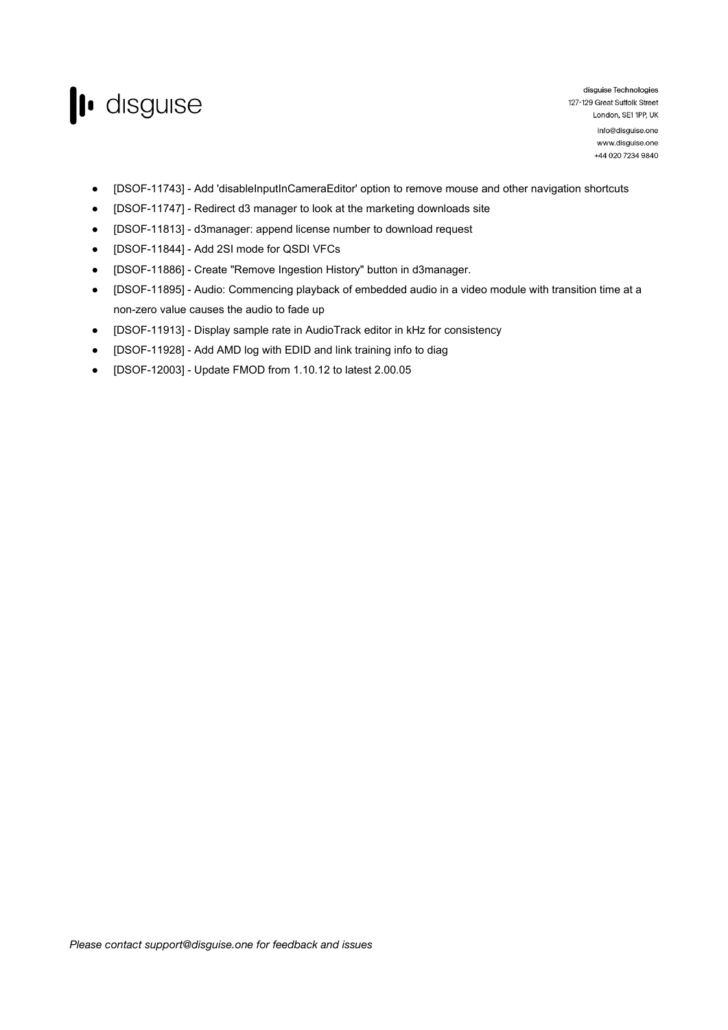- [DSOF-11743] - Add 'disableInputInCameraEditor' option to remove mouse and other navigation shortcuts
- [DSOF-11747] - Redirect d3 manager to look at the marketing downloads site
- [DSOF-11813] - d3manager: append license number to download request
- [DSOF-11844] - Add 2SI mode for QSDI VFCs
- [DSOF-11886] - Create "Remove Ingestion History" button in d3manager.
- [DSOF-11895] - Audio: Commencing playback of embedded audio in a video module with transition time at a non-zero value causes the audio to fade up
- [DSOF-11913] - Display sample rate in AudioTrack editor in kHz for consistency
- [DSOF-11928] - Add AMD log with EDID and link training info to diag
- [DSOF-12003] - Update FMOD from 1.10.12 to latest 2.00.05